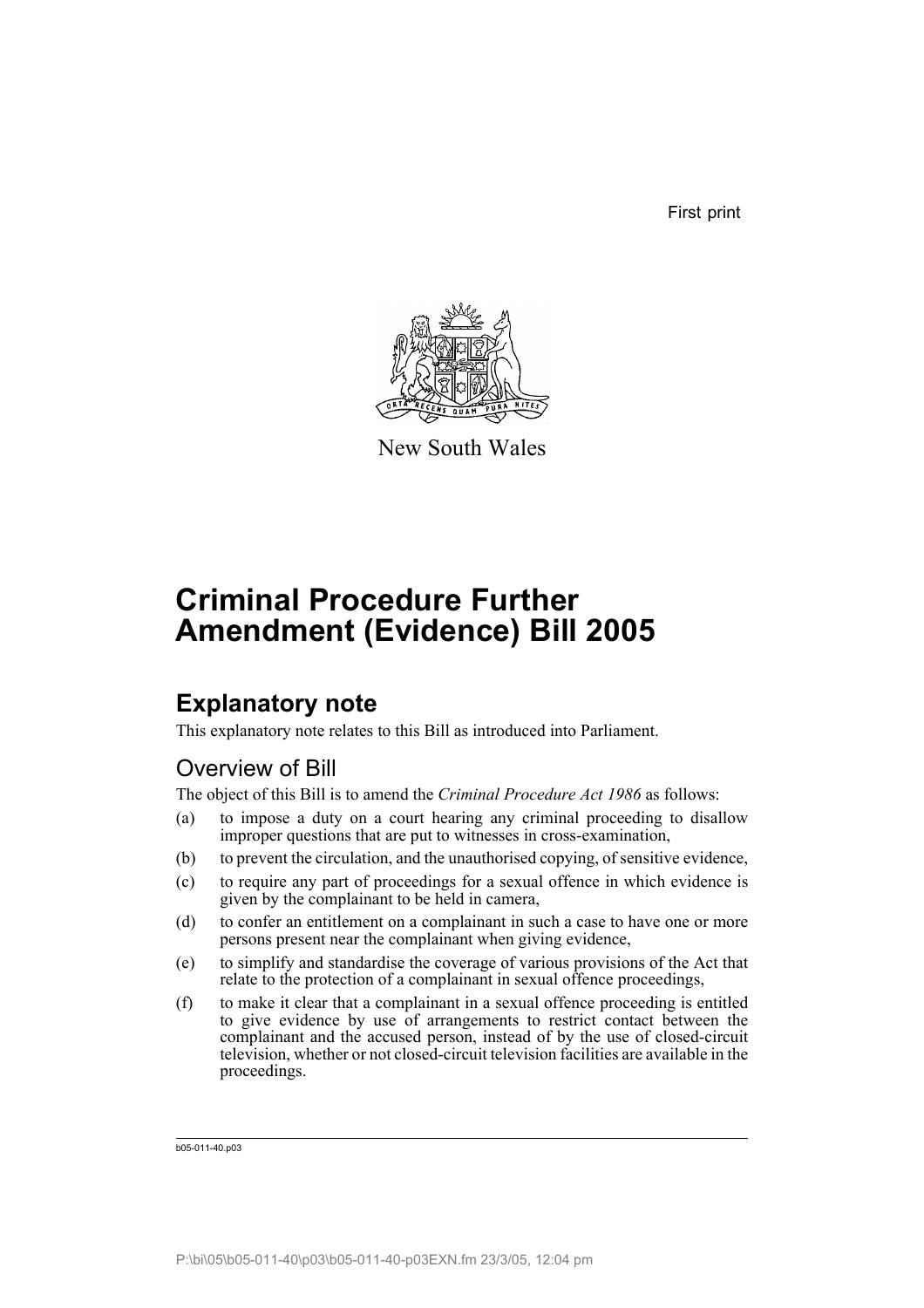First print

New South Wales

# Criminal Procedure Further Amendment (Evidence) Bill 2005

## Explanatory note

This explanatory note relates to this Bill as introduced into Parliament.

### Overview of Bill

The object of this Bill is to amend the *Criminal Procedure Act 1986* as follows:

(a) to impose a duty on a court hearing any criminal proceeding to disallow improper questions that are put to witnesses in cross-examination,

(b) to prevent the circulation, and the unauthorised copying, of sensitive evidence,

(c) to require any part of proceedings for a sexual offence in which evidence is given by the complainant to be held in camera,

(d) to confer an entitlement on a complainant in such a case to have one or more persons present near the complainant when giving evidence,

(e) to simplify and standardise the coverage of various provisions of the Act that relate to the protection of a complainant in sexual offence proceedings,

(f) to make it clear that a complainant in a sexual offence proceeding is entitled to give evidence by use of arrangements to restrict contact between the complainant and the accused person, instead of by the use of closed-circuit television, whether or not closed-circuit television facilities are available in the proceedings.

b05-011-40.p03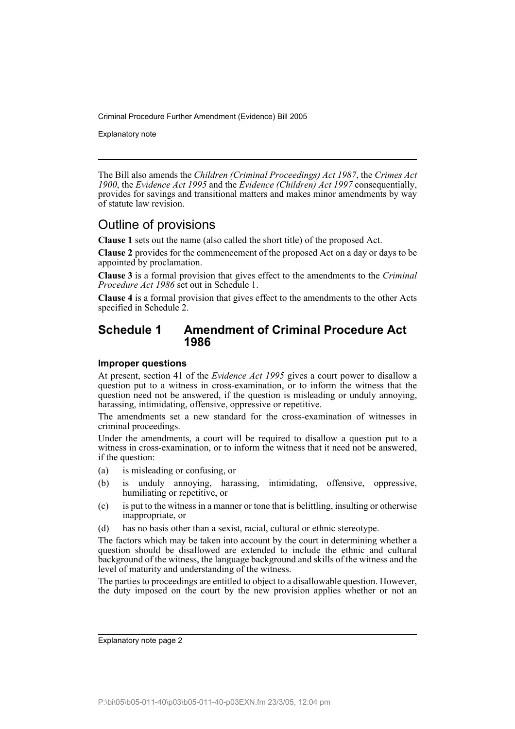The Bill also amends the *Children (Criminal Proceedings) Act 1987*, the *Crimes Act 1900*, the *Evidence Act 1995* and the *Evidence (Children) Act 1997* consequentially, provides for savings and transitional matters and makes minor amendments by way of statute law revision.

## Outline of provisions

**Clause 1** sets out the name (also called the short title) of the proposed Act.

**Clause 2** provides for the commencement of the proposed Act on a day or days to be appointed by proclamation.

**Clause 3** is a formal provision that gives effect to the amendments to the *Criminal Procedure Act 1986* set out in Schedule 1.

**Clause 4** is a formal provision that gives effect to the amendments to the other Acts specified in Schedule 2.

## Schedule 1 Amendment of Criminal Procedure Act 1986

### Improper questions

At present, section 41 of the *Evidence Act 1995* gives a court power to disallow a question put to a witness in cross-examination, or to inform the witness that the question need not be answered, if the question is misleading or unduly annoying, harassing, intimidating, offensive, oppressive or repetitive.

The amendments set a new standard for the cross-examination of witnesses in criminal proceedings.

Under the amendments, a court will be required to disallow a question put to a witness in cross-examination, or to inform the witness that it need not be answered, if the question:

(a) is misleading or confusing, or

(b) is unduly annoying, harassing, intimidating, offensive, oppressive, humiliating or repetitive, or

(c) is put to the witness in a manner or tone that is belittling, insulting or otherwise inappropriate, or

(d) has no basis other than a sexist, racial, cultural or ethnic stereotype.

The factors which may be taken into account by the court in determining whether a question should be disallowed are extended to include the ethnic and cultural background of the witness, the language background and skills of the witness and the level of maturity and understanding of the witness.

The parties to proceedings are entitled to object to a disallowable question. However, the duty imposed on the court by the new provision applies whether or not an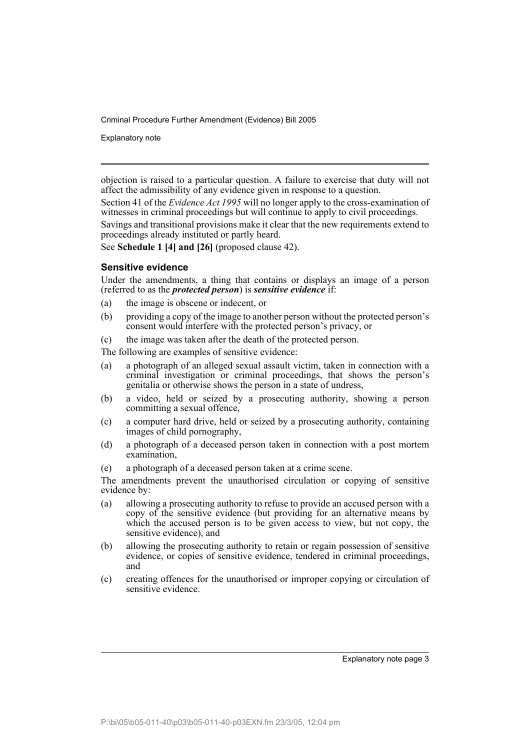objection is raised to a particular question. A failure to exercise that duty will not affect the admissibility of any evidence given in response to a question.

Section 41 of the *Evidence Act 1995* will no longer apply to the cross-examination of witnesses in criminal proceedings but will continue to apply to civil proceedings.

Savings and transitional provisions make it clear that the new requirements extend to proceedings already instituted or partly heard.

See **Schedule 1 [4] and [26]** (proposed clause 42).

### Sensitive evidence

Under the amendments, a thing that contains or displays an image of a person (referred to as the ***protected person***) is ***sensitive evidence*** if:

(a) the image is obscene or indecent, or

(b) providing a copy of the image to another person without the protected person's consent would interfere with the protected person's privacy, or

(c) the image was taken after the death of the protected person.

The following are examples of sensitive evidence:

(a) a photograph of an alleged sexual assault victim, taken in connection with a criminal investigation or criminal proceedings, that shows the person's genitalia or otherwise shows the person in a state of undress,

(b) a video, held or seized by a prosecuting authority, showing a person committing a sexual offence,

(c) a computer hard drive, held or seized by a prosecuting authority, containing images of child pornography,

(d) a photograph of a deceased person taken in connection with a post mortem examination,

(e) a photograph of a deceased person taken at a crime scene.

The amendments prevent the unauthorised circulation or copying of sensitive evidence by:

(a) allowing a prosecuting authority to refuse to provide an accused person with a copy of the sensitive evidence (but providing for an alternative means by which the accused person is to be given access to view, but not copy, the sensitive evidence), and

(b) allowing the prosecuting authority to retain or regain possession of sensitive evidence, or copies of sensitive evidence, tendered in criminal proceedings, and

(c) creating offences for the unauthorised or improper copying or circulation of sensitive evidence.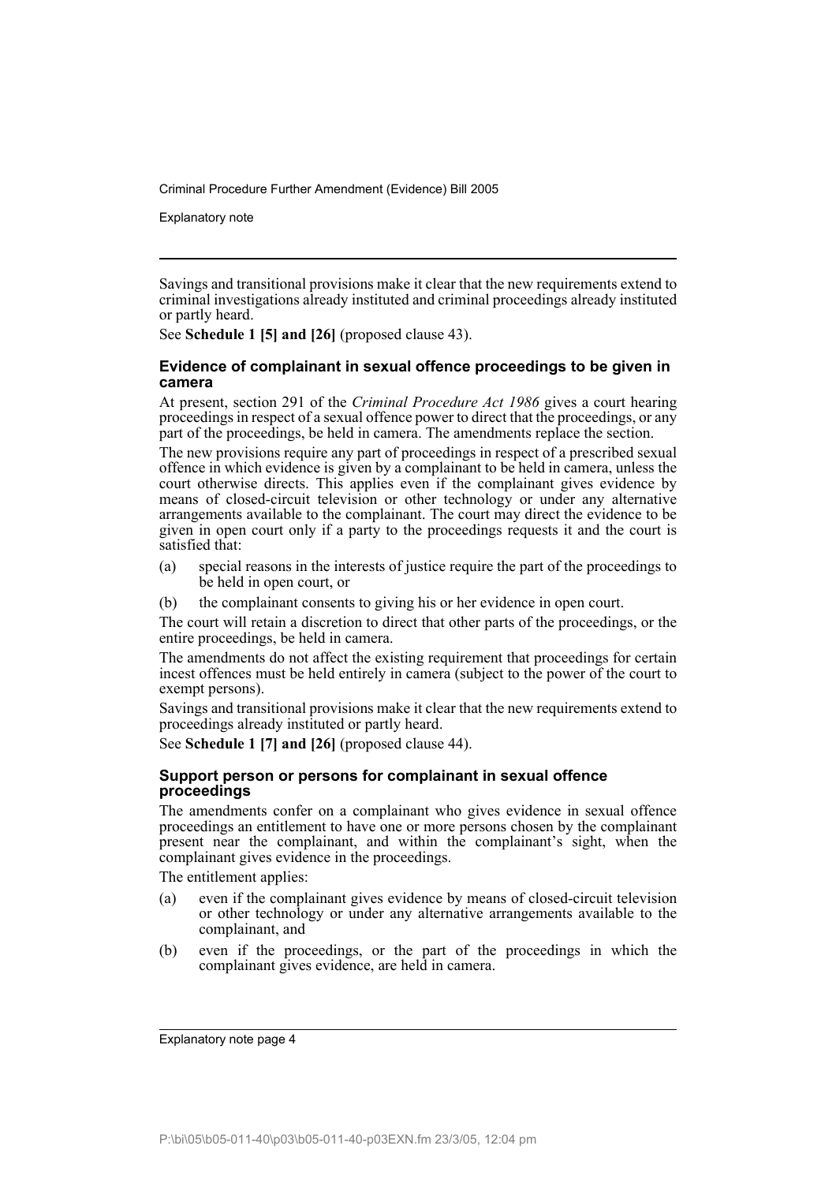Savings and transitional provisions make it clear that the new requirements extend to criminal investigations already instituted and criminal proceedings already instituted or partly heard.

See **Schedule 1 [5] and [26]** (proposed clause 43).

### Evidence of complainant in sexual offence proceedings to be given in camera

At present, section 291 of the *Criminal Procedure Act 1986* gives a court hearing proceedings in respect of a sexual offence power to direct that the proceedings, or any part of the proceedings, be held in camera. The amendments replace the section.

The new provisions require any part of proceedings in respect of a prescribed sexual offence in which evidence is given by a complainant to be held in camera, unless the court otherwise directs. This applies even if the complainant gives evidence by means of closed-circuit television or other technology or under any alternative arrangements available to the complainant. The court may direct the evidence to be given in open court only if a party to the proceedings requests it and the court is satisfied that:

(a) special reasons in the interests of justice require the part of the proceedings to be held in open court, or

(b) the complainant consents to giving his or her evidence in open court.

The court will retain a discretion to direct that other parts of the proceedings, or the entire proceedings, be held in camera.

The amendments do not affect the existing requirement that proceedings for certain incest offences must be held entirely in camera (subject to the power of the court to exempt persons).

Savings and transitional provisions make it clear that the new requirements extend to proceedings already instituted or partly heard.

See **Schedule 1 [7] and [26]** (proposed clause 44).

### Support person or persons for complainant in sexual offence proceedings

The amendments confer on a complainant who gives evidence in sexual offence proceedings an entitlement to have one or more persons chosen by the complainant present near the complainant, and within the complainant's sight, when the complainant gives evidence in the proceedings.

The entitlement applies:

(a) even if the complainant gives evidence by means of closed-circuit television or other technology or under any alternative arrangements available to the complainant, and

(b) even if the proceedings, or the part of the proceedings in which the complainant gives evidence, are held in camera.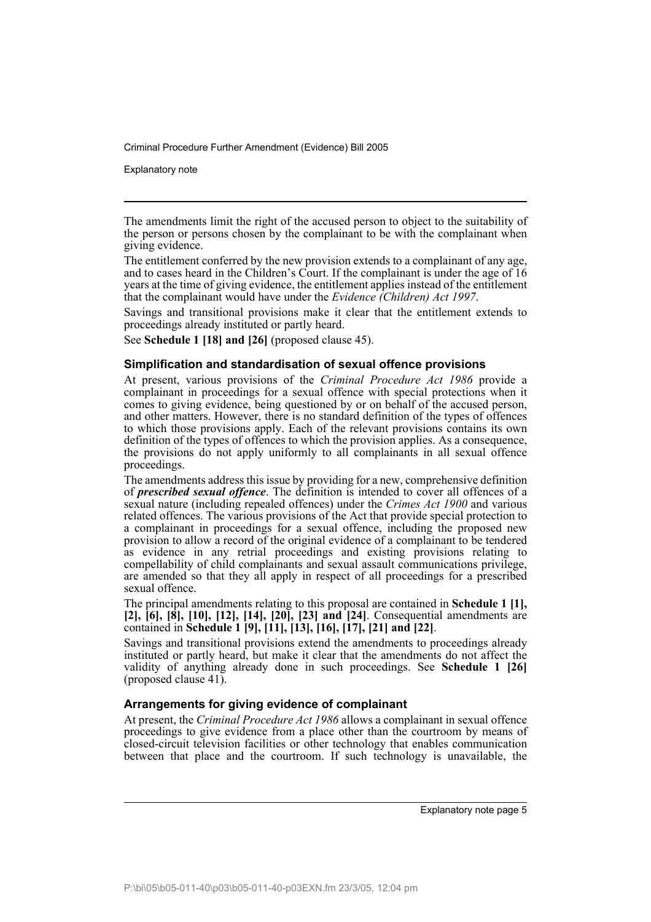The amendments limit the right of the accused person to object to the suitability of the person or persons chosen by the complainant to be with the complainant when giving evidence.

The entitlement conferred by the new provision extends to a complainant of any age, and to cases heard in the Children's Court. If the complainant is under the age of 16 years at the time of giving evidence, the entitlement applies instead of the entitlement that the complainant would have under the *Evidence (Children) Act 1997*.

Savings and transitional provisions make it clear that the entitlement extends to proceedings already instituted or partly heard.

See **Schedule 1 [18] and [26]** (proposed clause 45).

### Simplification and standardisation of sexual offence provisions

At present, various provisions of the *Criminal Procedure Act 1986* provide a complainant in proceedings for a sexual offence with special protections when it comes to giving evidence, being questioned by or on behalf of the accused person, and other matters. However, there is no standard definition of the types of offences to which those provisions apply. Each of the relevant provisions contains its own definition of the types of offences to which the provision applies. As a consequence, the provisions do not apply uniformly to all complainants in all sexual offence proceedings.

The amendments address this issue by providing for a new, comprehensive definition of ***prescribed sexual offence***. The definition is intended to cover all offences of a sexual nature (including repealed offences) under the *Crimes Act 1900* and various related offences. The various provisions of the Act that provide special protection to a complainant in proceedings for a sexual offence, including the proposed new provision to allow a record of the original evidence of a complainant to be tendered as evidence in any retrial proceedings and existing provisions relating to compellability of child complainants and sexual assault communications privilege, are amended so that they all apply in respect of all proceedings for a prescribed sexual offence.

The principal amendments relating to this proposal are contained in **Schedule 1 [1], [2], [6], [8], [10], [12], [14], [20], [23] and [24]**. Consequential amendments are contained in **Schedule 1 [9], [11], [13], [16], [17], [21] and [22]**.

Savings and transitional provisions extend the amendments to proceedings already instituted or partly heard, but make it clear that the amendments do not affect the validity of anything already done in such proceedings. See **Schedule 1 [26]** (proposed clause 41).

### Arrangements for giving evidence of complainant

At present, the *Criminal Procedure Act 1986* allows a complainant in sexual offence proceedings to give evidence from a place other than the courtroom by means of closed-circuit television facilities or other technology that enables communication between that place and the courtroom. If such technology is unavailable, the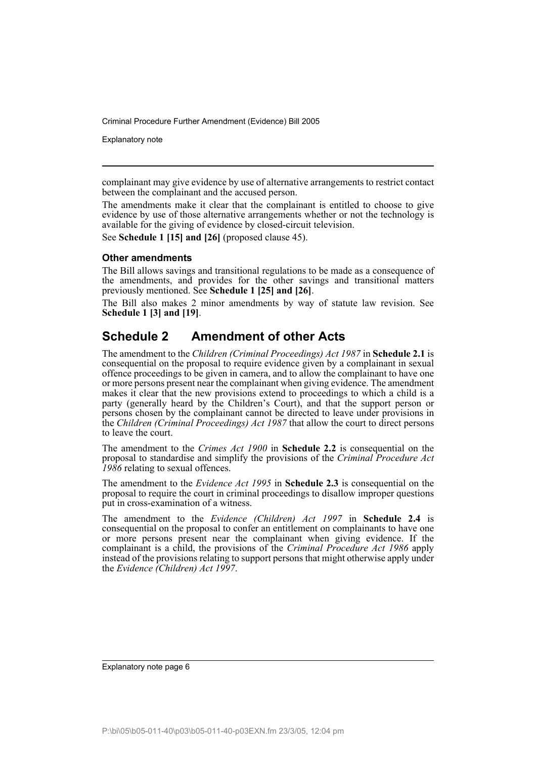complainant may give evidence by use of alternative arrangements to restrict contact between the complainant and the accused person.

The amendments make it clear that the complainant is entitled to choose to give evidence by use of those alternative arrangements whether or not the technology is available for the giving of evidence by closed-circuit television.

See **Schedule 1 [15] and [26]** (proposed clause 45).

### Other amendments

The Bill allows savings and transitional regulations to be made as a consequence of the amendments, and provides for the other savings and transitional matters previously mentioned. See **Schedule 1 [25] and [26]**.

The Bill also makes 2 minor amendments by way of statute law revision. See **Schedule 1 [3] and [19]**.

## Schedule 2 Amendment of other Acts

The amendment to the *Children (Criminal Proceedings) Act 1987* in **Schedule 2.1** is consequential on the proposal to require evidence given by a complainant in sexual offence proceedings to be given in camera, and to allow the complainant to have one or more persons present near the complainant when giving evidence. The amendment makes it clear that the new provisions extend to proceedings to which a child is a party (generally heard by the Children's Court), and that the support person or persons chosen by the complainant cannot be directed to leave under provisions in the *Children (Criminal Proceedings) Act 1987* that allow the court to direct persons to leave the court.

The amendment to the *Crimes Act 1900* in **Schedule 2.2** is consequential on the proposal to standardise and simplify the provisions of the *Criminal Procedure Act 1986* relating to sexual offences.

The amendment to the *Evidence Act 1995* in **Schedule 2.3** is consequential on the proposal to require the court in criminal proceedings to disallow improper questions put in cross-examination of a witness.

The amendment to the *Evidence (Children) Act 1997* in **Schedule 2.4** is consequential on the proposal to confer an entitlement on complainants to have one or more persons present near the complainant when giving evidence. If the complainant is a child, the provisions of the *Criminal Procedure Act 1986* apply instead of the provisions relating to support persons that might otherwise apply under the *Evidence (Children) Act 1997*.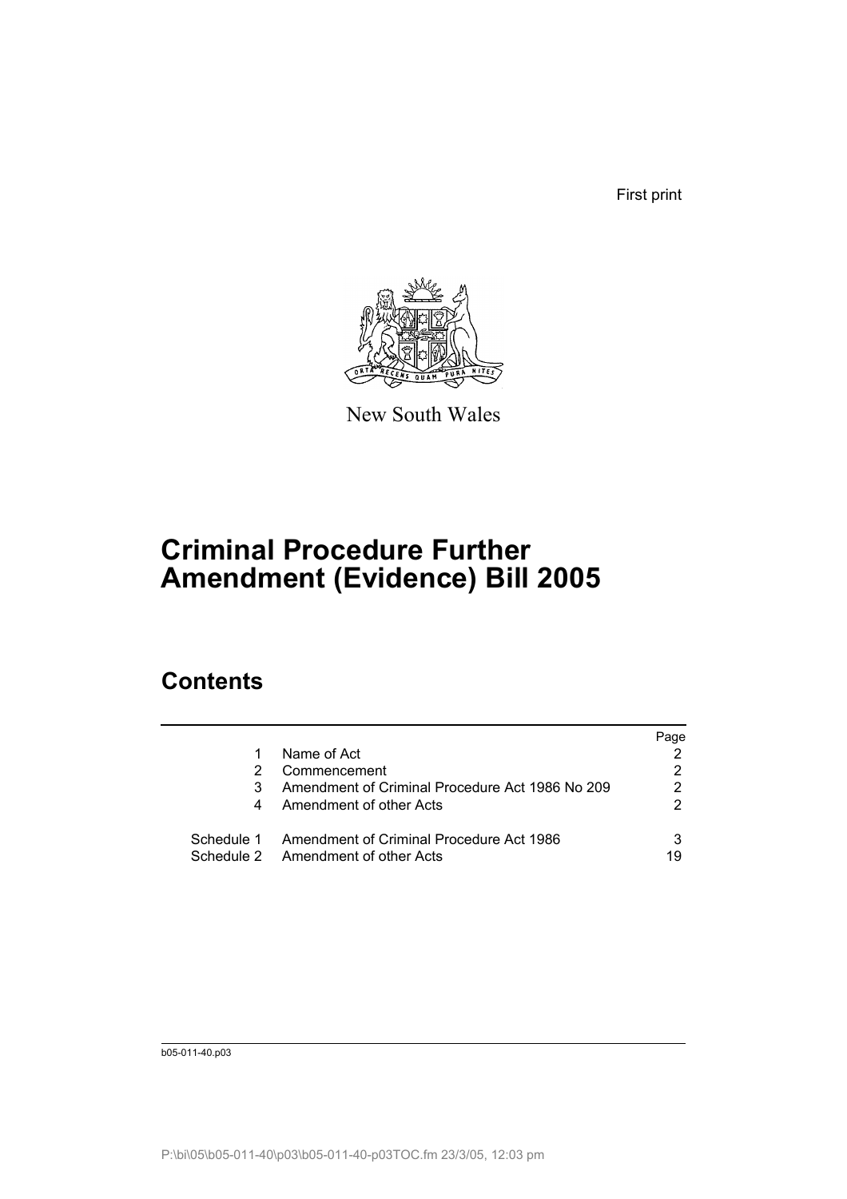First print

New South Wales

# Criminal Procedure Further Amendment (Evidence) Bill 2005

## Contents

| | | Page |
|---|---|---|
| 1 | Name of Act | 2 |
| 2 | Commencement | 2 |
| 3 | Amendment of Criminal Procedure Act 1986 No 209 | 2 |
| 4 | Amendment of other Acts | 2 |
| Schedule 1 | Amendment of Criminal Procedure Act 1986 | 3 |
| Schedule 2 | Amendment of other Acts | 19 |

b05-011-40.p03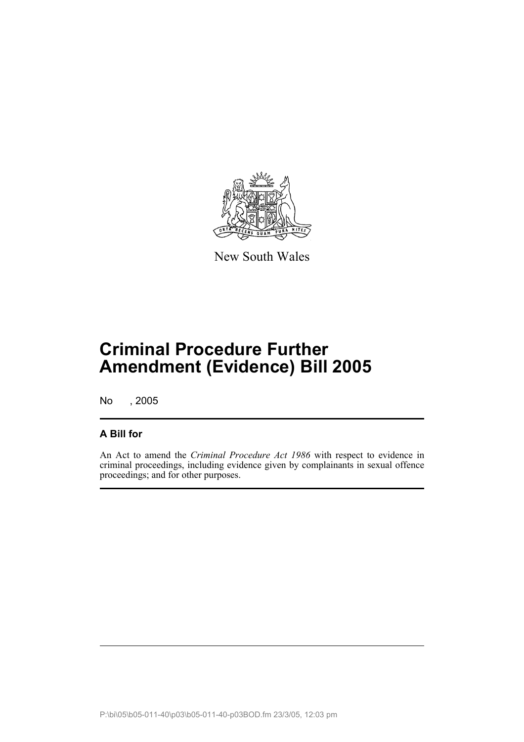New South Wales

# Criminal Procedure Further Amendment (Evidence) Bill 2005

No , 2005

## A Bill for

An Act to amend the *Criminal Procedure Act 1986* with respect to evidence in criminal proceedings, including evidence given by complainants in sexual offence proceedings; and for other purposes.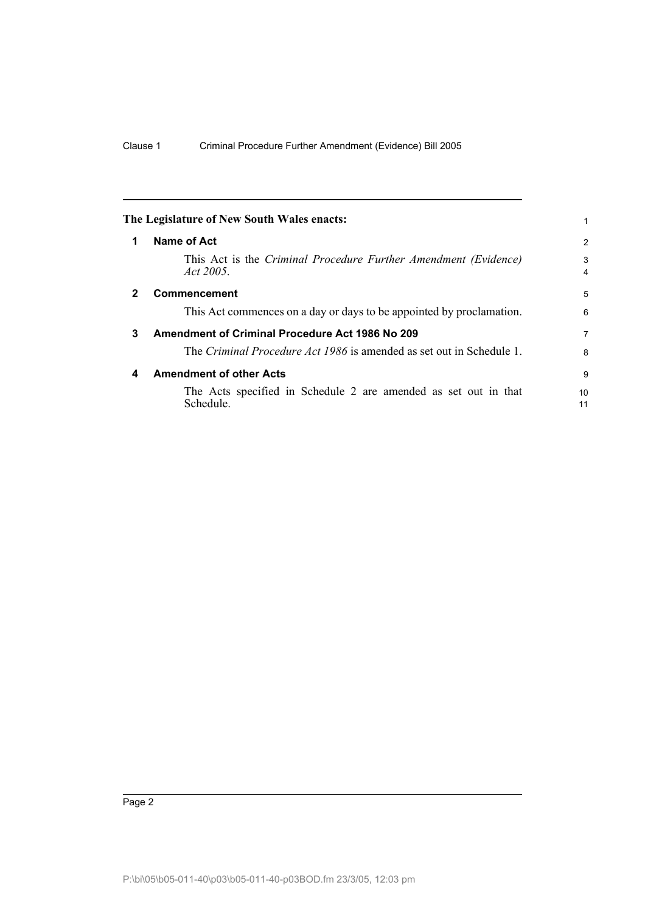**The Legislature of New South Wales enacts:**

## 1 Name of Act

This Act is the *Criminal Procedure Further Amendment (Evidence) Act 2005*.

## 2 Commencement

This Act commences on a day or days to be appointed by proclamation.

## 3 Amendment of Criminal Procedure Act 1986 No 209

The *Criminal Procedure Act 1986* is amended as set out in Schedule 1.

## 4 Amendment of other Acts

The Acts specified in Schedule 2 are amended as set out in that Schedule.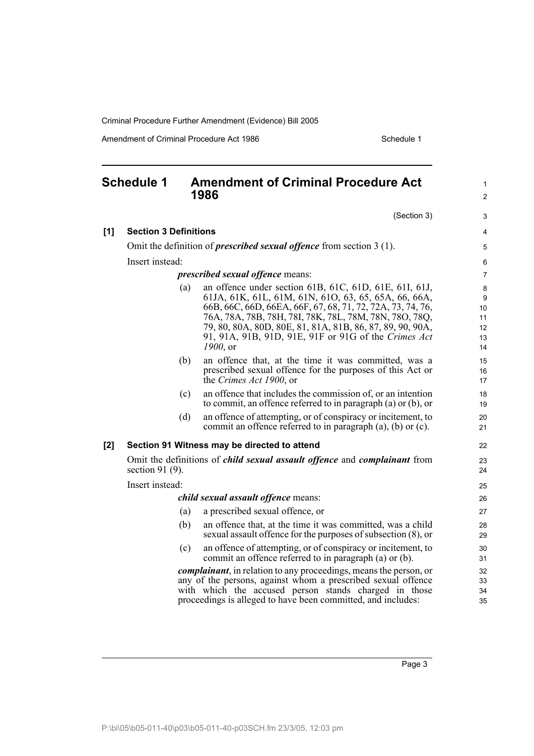## Schedule 1 Amendment of Criminal Procedure Act 1986

(Section 3)

**[1] Section 3 Definitions**

Omit the definition of ***prescribed sexual offence*** from section 3 (1).

Insert instead:

***prescribed sexual offence*** means:

(a) an offence under section 61B, 61C, 61D, 61E, 61I, 61J, 61JA, 61K, 61L, 61M, 61N, 61O, 63, 65, 65A, 66, 66A, 66B, 66C, 66D, 66EA, 66F, 67, 68, 71, 72, 72A, 73, 74, 76, 76A, 78A, 78B, 78H, 78I, 78K, 78L, 78M, 78N, 78O, 78Q, 79, 80, 80A, 80D, 80E, 81, 81A, 81B, 86, 87, 89, 90, 90A, 91, 91A, 91B, 91D, 91E, 91F or 91G of the *Crimes Act 1900*, or

(b) an offence that, at the time it was committed, was a prescribed sexual offence for the purposes of this Act or the *Crimes Act 1900*, or

(c) an offence that includes the commission of, or an intention to commit, an offence referred to in paragraph (a) or (b), or

(d) an offence of attempting, or of conspiracy or incitement, to commit an offence referred to in paragraph (a), (b) or (c).

**[2] Section 91 Witness may be directed to attend**

Omit the definitions of ***child sexual assault offence*** and ***complainant*** from section 91 (9).

Insert instead:

***child sexual assault offence*** means:

(a) a prescribed sexual offence, or

(b) an offence that, at the time it was committed, was a child sexual assault offence for the purposes of subsection (8), or

(c) an offence of attempting, or of conspiracy or incitement, to commit an offence referred to in paragraph (a) or (b).

***complainant***, in relation to any proceedings, means the person, or any of the persons, against whom a prescribed sexual offence with which the accused person stands charged in those proceedings is alleged to have been committed, and includes: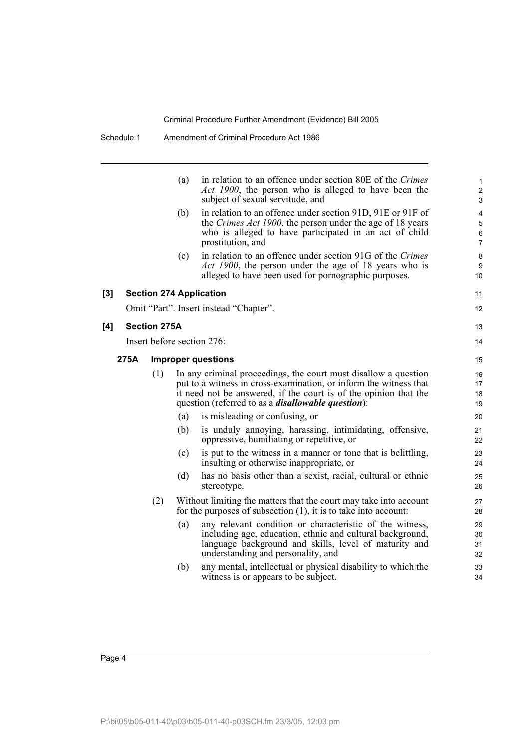(a) in relation to an offence under section 80E of the *Crimes Act 1900*, the person who is alleged to have been the subject of sexual servitude, and

(b) in relation to an offence under section 91D, 91E or 91F of the *Crimes Act 1900*, the person under the age of 18 years who is alleged to have participated in an act of child prostitution, and

(c) in relation to an offence under section 91G of the *Crimes Act 1900*, the person under the age of 18 years who is alleged to have been used for pornographic purposes.

**[3] Section 274 Application**

Omit "Part". Insert instead "Chapter".

**[4] Section 275A**

Insert before section 276:

**275A Improper questions**

(1) In any criminal proceedings, the court must disallow a question put to a witness in cross-examination, or inform the witness that it need not be answered, if the court is of the opinion that the question (referred to as a ***disallowable question***):

(a) is misleading or confusing, or

(b) is unduly annoying, harassing, intimidating, offensive, oppressive, humiliating or repetitive, or

(c) is put to the witness in a manner or tone that is belittling, insulting or otherwise inappropriate, or

(d) has no basis other than a sexist, racial, cultural or ethnic stereotype.

(2) Without limiting the matters that the court may take into account for the purposes of subsection (1), it is to take into account:

(a) any relevant condition or characteristic of the witness, including age, education, ethnic and cultural background, language background and skills, level of maturity and understanding and personality, and

(b) any mental, intellectual or physical disability to which the witness is or appears to be subject.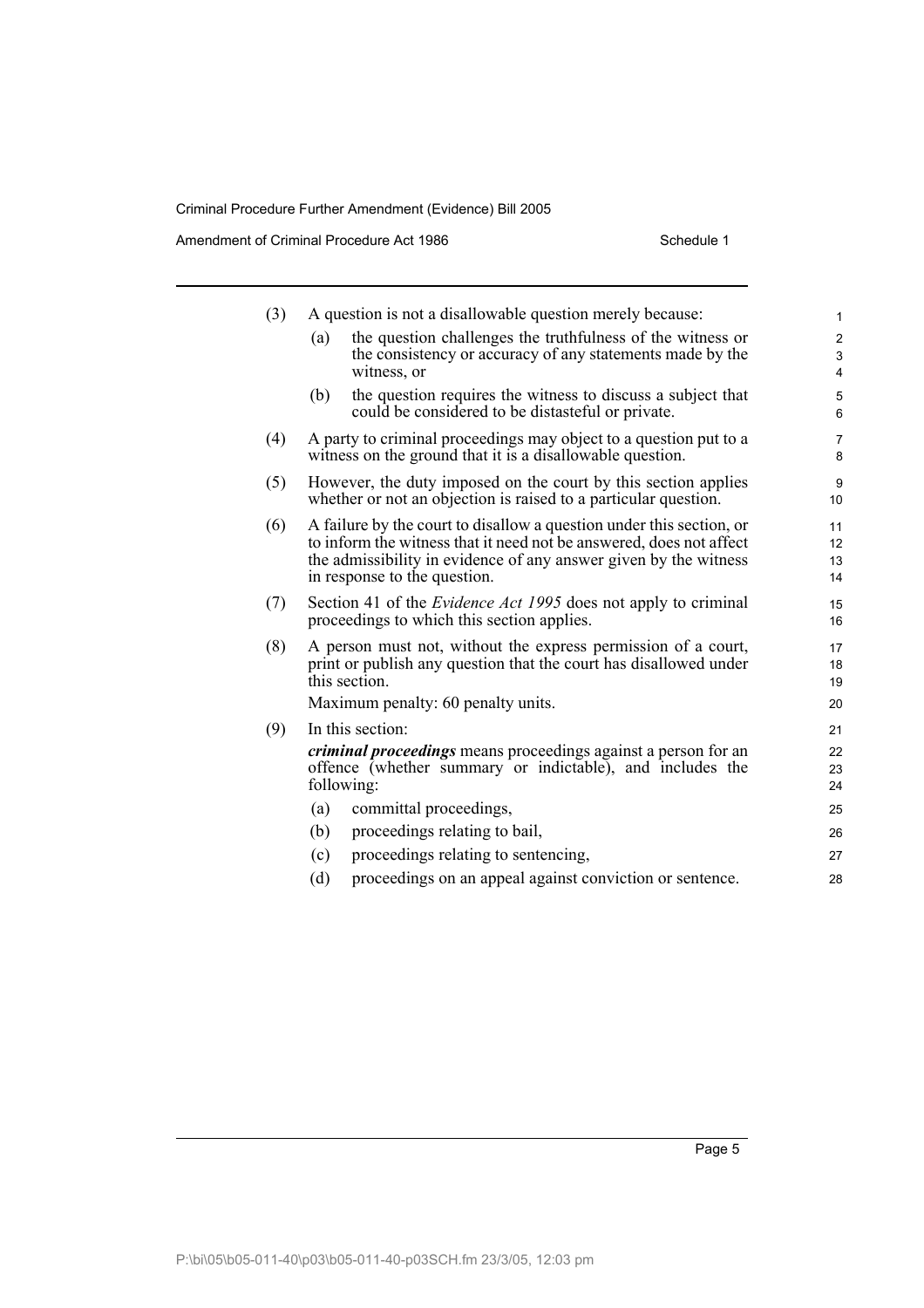(3) A question is not a disallowable question merely because:

(a) the question challenges the truthfulness of the witness or the consistency or accuracy of any statements made by the witness, or

(b) the question requires the witness to discuss a subject that could be considered to be distasteful or private.

(4) A party to criminal proceedings may object to a question put to a witness on the ground that it is a disallowable question.

(5) However, the duty imposed on the court by this section applies whether or not an objection is raised to a particular question.

(6) A failure by the court to disallow a question under this section, or to inform the witness that it need not be answered, does not affect the admissibility in evidence of any answer given by the witness in response to the question.

(7) Section 41 of the *Evidence Act 1995* does not apply to criminal proceedings to which this section applies.

(8) A person must not, without the express permission of a court, print or publish any question that the court has disallowed under this section.

Maximum penalty: 60 penalty units.

(9) In this section:

***criminal proceedings*** means proceedings against a person for an offence (whether summary or indictable), and includes the following:

(a) committal proceedings,

(b) proceedings relating to bail,

(c) proceedings relating to sentencing,

(d) proceedings on an appeal against conviction or sentence.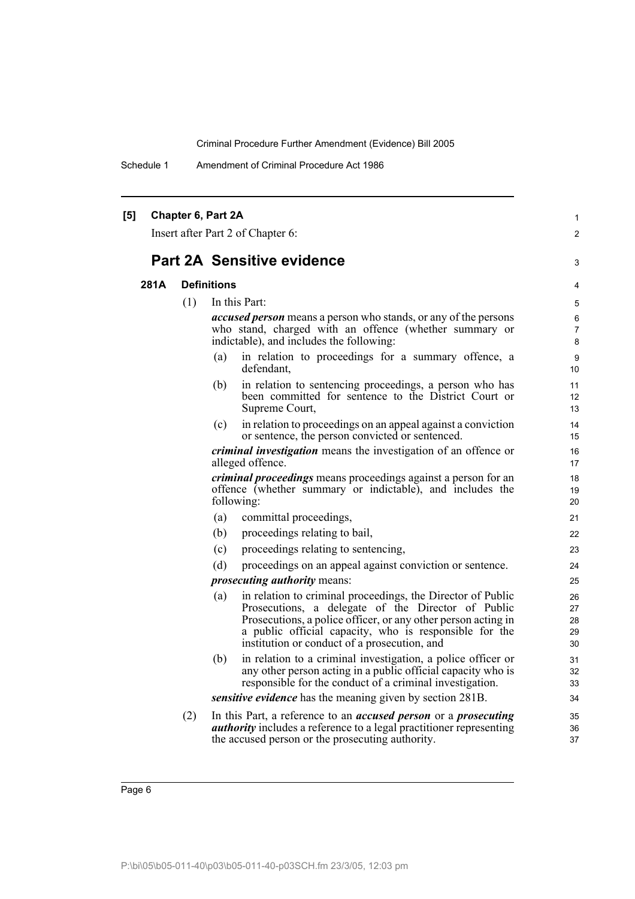**[5] Chapter 6, Part 2A**

Insert after Part 2 of Chapter 6:

## Part 2A Sensitive evidence

### 281A Definitions

(1) In this Part:

***accused person*** means a person who stands, or any of the persons who stand, charged with an offence (whether summary or indictable), and includes the following:

(a) in relation to proceedings for a summary offence, a defendant,

(b) in relation to sentencing proceedings, a person who has been committed for sentence to the District Court or Supreme Court,

(c) in relation to proceedings on an appeal against a conviction or sentence, the person convicted or sentenced.

***criminal investigation*** means the investigation of an offence or alleged offence.

***criminal proceedings*** means proceedings against a person for an offence (whether summary or indictable), and includes the following:

(a) committal proceedings,

(b) proceedings relating to bail,

(c) proceedings relating to sentencing,

(d) proceedings on an appeal against conviction or sentence.

***prosecuting authority*** means:

(a) in relation to criminal proceedings, the Director of Public Prosecutions, a delegate of the Director of Public Prosecutions, a police officer, or any other person acting in a public official capacity, who is responsible for the institution or conduct of a prosecution, and

(b) in relation to a criminal investigation, a police officer or any other person acting in a public official capacity who is responsible for the conduct of a criminal investigation.

***sensitive evidence*** has the meaning given by section 281B.

(2) In this Part, a reference to an ***accused person*** or a ***prosecuting authority*** includes a reference to a legal practitioner representing the accused person or the prosecuting authority.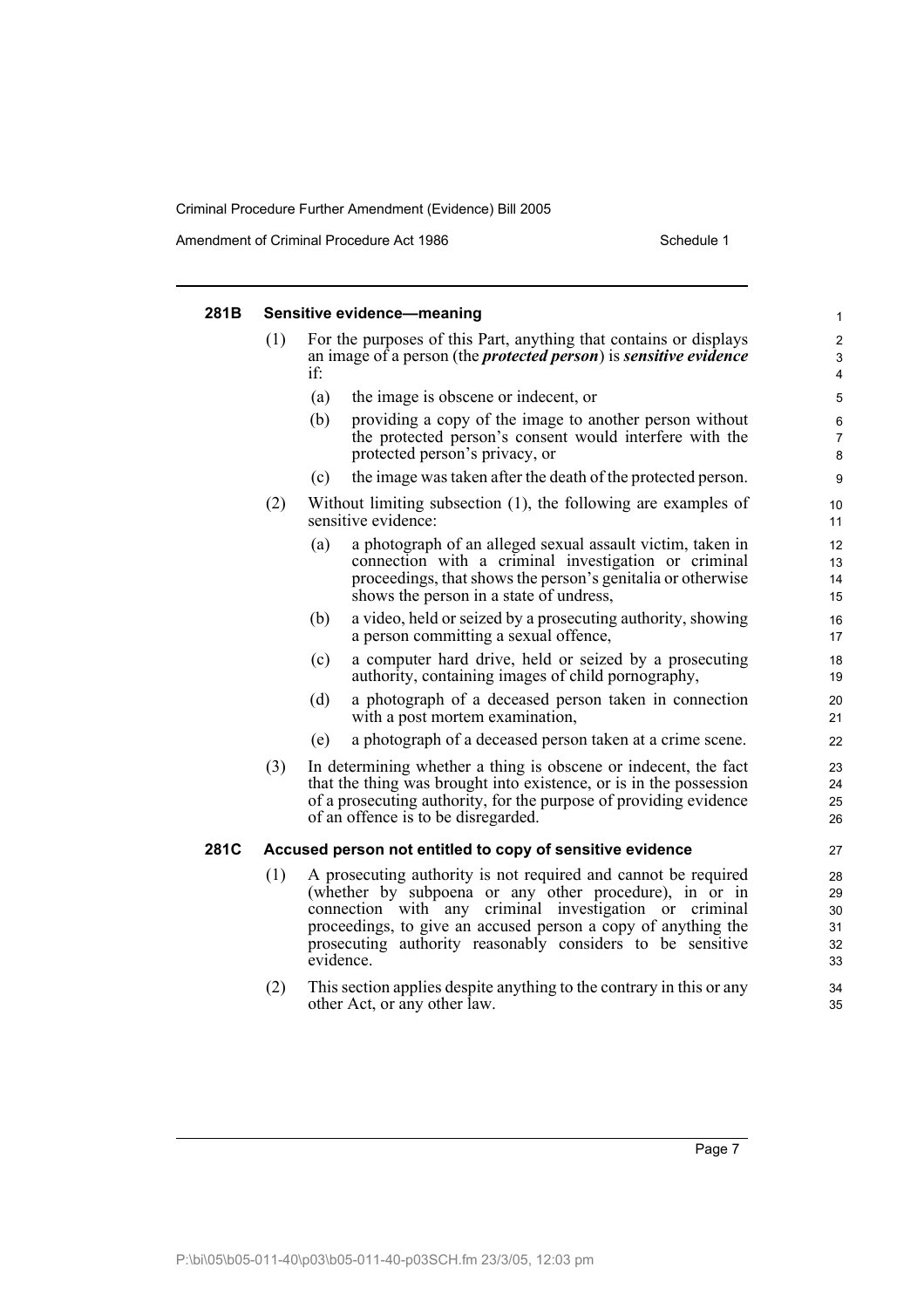#### 281B Sensitive evidence—meaning

(1) For the purposes of this Part, anything that contains or displays an image of a person (the ***protected person***) is ***sensitive evidence*** if:

- (a) the image is obscene or indecent, or
- (b) providing a copy of the image to another person without the protected person's consent would interfere with the protected person's privacy, or
- (c) the image was taken after the death of the protected person.

(2) Without limiting subsection (1), the following are examples of sensitive evidence:

- (a) a photograph of an alleged sexual assault victim, taken in connection with a criminal investigation or criminal proceedings, that shows the person's genitalia or otherwise shows the person in a state of undress,
- (b) a video, held or seized by a prosecuting authority, showing a person committing a sexual offence,
- (c) a computer hard drive, held or seized by a prosecuting authority, containing images of child pornography,
- (d) a photograph of a deceased person taken in connection with a post mortem examination,
- (e) a photograph of a deceased person taken at a crime scene.

(3) In determining whether a thing is obscene or indecent, the fact that the thing was brought into existence, or is in the possession of a prosecuting authority, for the purpose of providing evidence of an offence is to be disregarded.

#### 281C Accused person not entitled to copy of sensitive evidence

(1) A prosecuting authority is not required and cannot be required (whether by subpoena or any other procedure), in or in connection with any criminal investigation or criminal proceedings, to give an accused person a copy of anything the prosecuting authority reasonably considers to be sensitive evidence.

(2) This section applies despite anything to the contrary in this or any other Act, or any other law.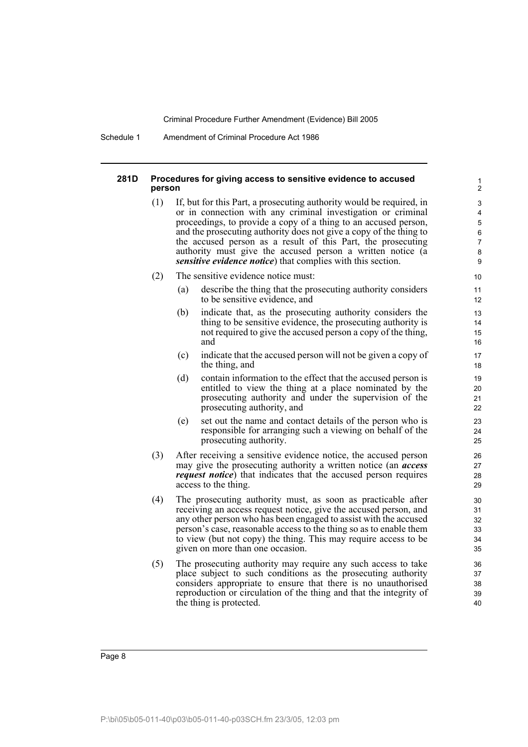#### 281D Procedures for giving access to sensitive evidence to accused person

(1) If, but for this Part, a prosecuting authority would be required, in or in connection with any criminal investigation or criminal proceedings, to provide a copy of a thing to an accused person, and the prosecuting authority does not give a copy of the thing to the accused person as a result of this Part, the prosecuting authority must give the accused person a written notice (a ***sensitive evidence notice***) that complies with this section.

(2) The sensitive evidence notice must:

- (a) describe the thing that the prosecuting authority considers to be sensitive evidence, and
- (b) indicate that, as the prosecuting authority considers the thing to be sensitive evidence, the prosecuting authority is not required to give the accused person a copy of the thing, and
- (c) indicate that the accused person will not be given a copy of the thing, and
- (d) contain information to the effect that the accused person is entitled to view the thing at a place nominated by the prosecuting authority and under the supervision of the prosecuting authority, and
- (e) set out the name and contact details of the person who is responsible for arranging such a viewing on behalf of the prosecuting authority.

(3) After receiving a sensitive evidence notice, the accused person may give the prosecuting authority a written notice (an ***access request notice***) that indicates that the accused person requires access to the thing.

(4) The prosecuting authority must, as soon as practicable after receiving an access request notice, give the accused person, and any other person who has been engaged to assist with the accused person's case, reasonable access to the thing so as to enable them to view (but not copy) the thing. This may require access to be given on more than one occasion.

(5) The prosecuting authority may require any such access to take place subject to such conditions as the prosecuting authority considers appropriate to ensure that there is no unauthorised reproduction or circulation of the thing and that the integrity of the thing is protected.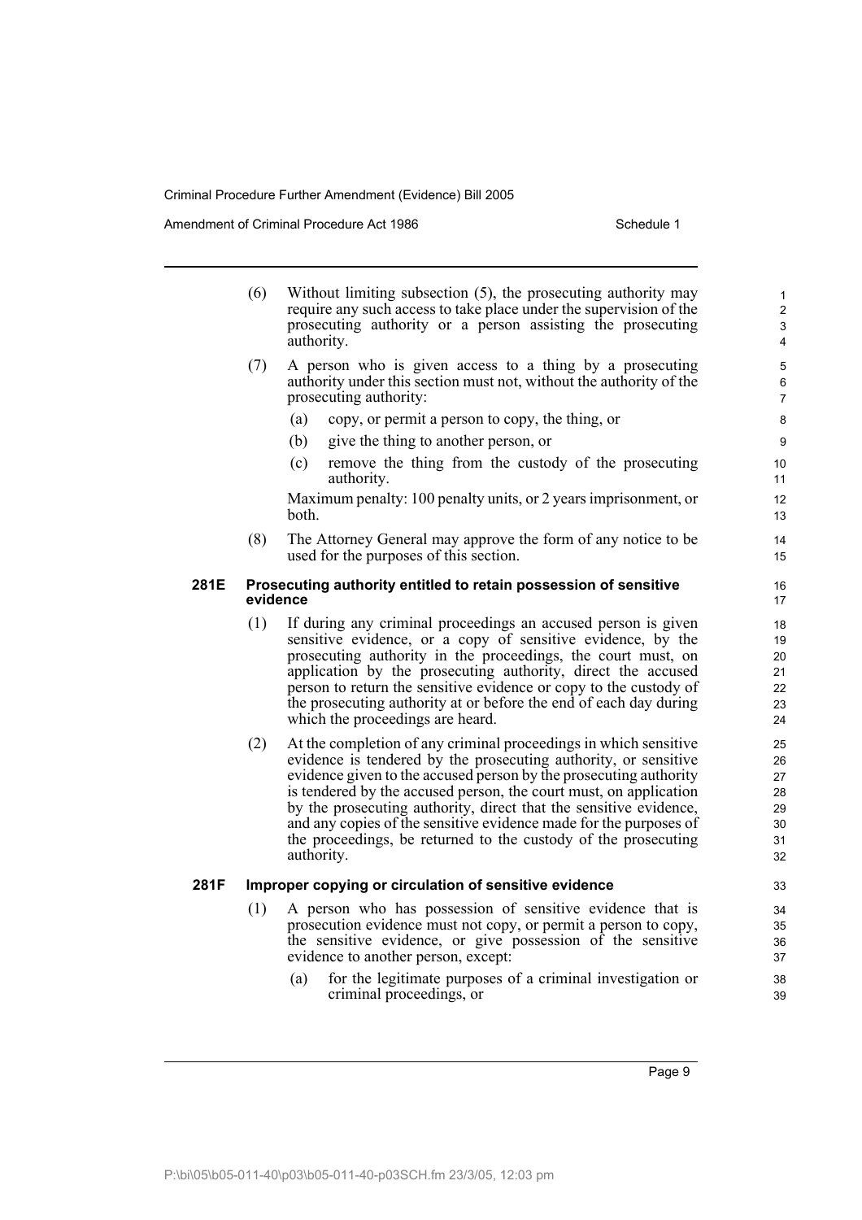(6) Without limiting subsection (5), the prosecuting authority may require any such access to take place under the supervision of the prosecuting authority or a person assisting the prosecuting authority.

(7) A person who is given access to a thing by a prosecuting authority under this section must not, without the authority of the prosecuting authority:

(a) copy, or permit a person to copy, the thing, or

(b) give the thing to another person, or

(c) remove the thing from the custody of the prosecuting authority.

Maximum penalty: 100 penalty units, or 2 years imprisonment, or both.

(8) The Attorney General may approve the form of any notice to be used for the purposes of this section.

**281E Prosecuting authority entitled to retain possession of sensitive evidence**

(1) If during any criminal proceedings an accused person is given sensitive evidence, or a copy of sensitive evidence, by the prosecuting authority in the proceedings, the court must, on application by the prosecuting authority, direct the accused person to return the sensitive evidence or copy to the custody of the prosecuting authority at or before the end of each day during which the proceedings are heard.

(2) At the completion of any criminal proceedings in which sensitive evidence is tendered by the prosecuting authority, or sensitive evidence given to the accused person by the prosecuting authority is tendered by the accused person, the court must, on application by the prosecuting authority, direct that the sensitive evidence, and any copies of the sensitive evidence made for the purposes of the proceedings, be returned to the custody of the prosecuting authority.

**281F Improper copying or circulation of sensitive evidence**

(1) A person who has possession of sensitive evidence that is prosecution evidence must not copy, or permit a person to copy, the sensitive evidence, or give possession of the sensitive evidence to another person, except:

(a) for the legitimate purposes of a criminal investigation or criminal proceedings, or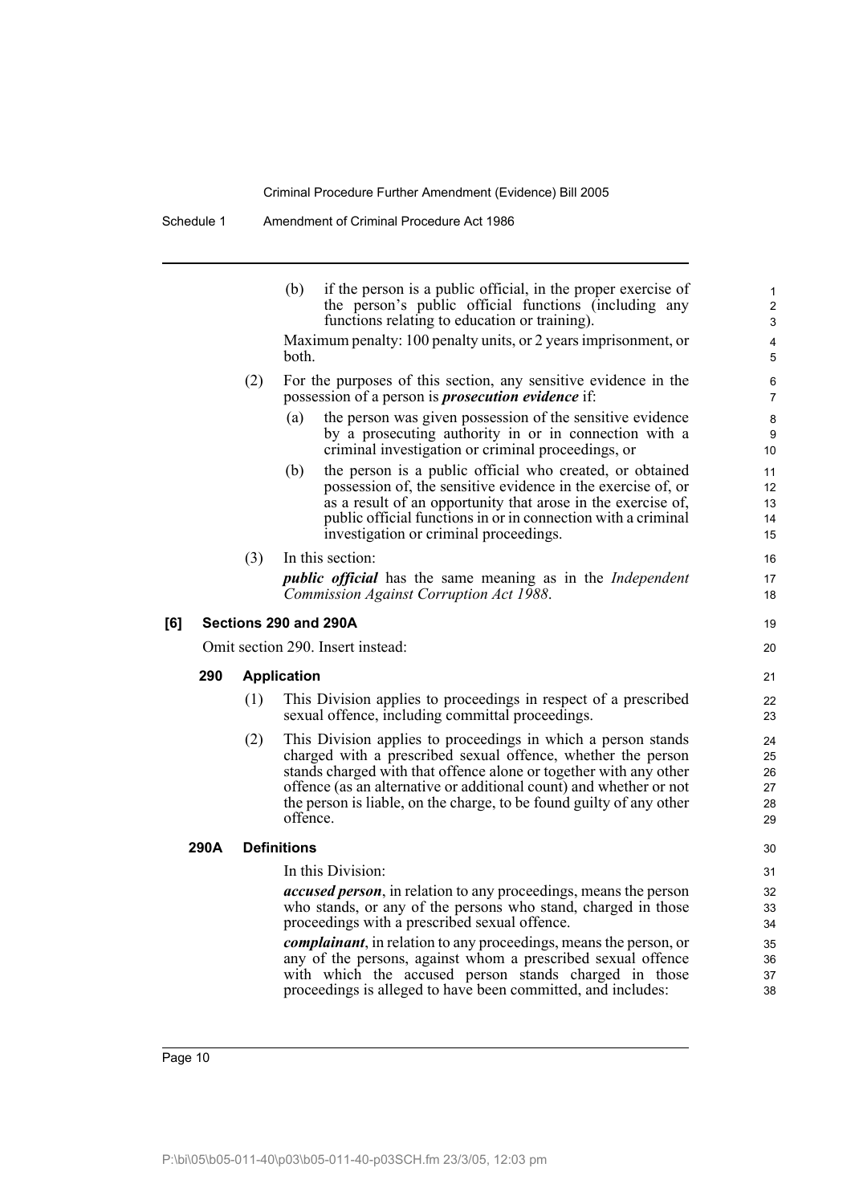(b) if the person is a public official, in the proper exercise of the person's public official functions (including any functions relating to education or training).

Maximum penalty: 100 penalty units, or 2 years imprisonment, or both.

(2) For the purposes of this section, any sensitive evidence in the possession of a person is ***prosecution evidence*** if:

(a) the person was given possession of the sensitive evidence by a prosecuting authority in or in connection with a criminal investigation or criminal proceedings, or

(b) the person is a public official who created, or obtained possession of, the sensitive evidence in the exercise of, or as a result of an opportunity that arose in the exercise of, public official functions in or in connection with a criminal investigation or criminal proceedings.

(3) In this section:

***public official*** has the same meaning as in the *Independent Commission Against Corruption Act 1988*.

### [6] Sections 290 and 290A

Omit section 290. Insert instead:

#### 290 Application

(1) This Division applies to proceedings in respect of a prescribed sexual offence, including committal proceedings.

(2) This Division applies to proceedings in which a person stands charged with a prescribed sexual offence, whether the person stands charged with that offence alone or together with any other offence (as an alternative or additional count) and whether or not the person is liable, on the charge, to be found guilty of any other offence.

#### 290A Definitions

In this Division:

***accused person***, in relation to any proceedings, means the person who stands, or any of the persons who stand, charged in those proceedings with a prescribed sexual offence.

***complainant***, in relation to any proceedings, means the person, or any of the persons, against whom a prescribed sexual offence with which the accused person stands charged in those proceedings is alleged to have been committed, and includes: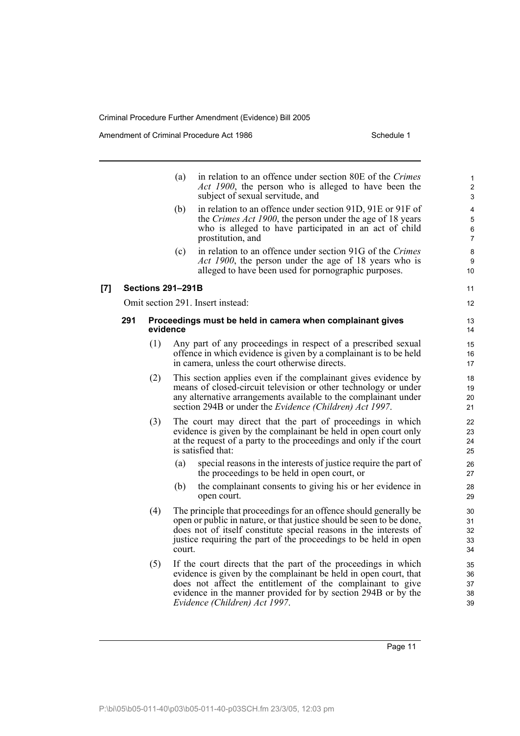(a) in relation to an offence under section 80E of the *Crimes Act 1900*, the person who is alleged to have been the subject of sexual servitude, and

(b) in relation to an offence under section 91D, 91E or 91F of the *Crimes Act 1900*, the person under the age of 18 years who is alleged to have participated in an act of child prostitution, and

(c) in relation to an offence under section 91G of the *Crimes Act 1900*, the person under the age of 18 years who is alleged to have been used for pornographic purposes.

**[7] Sections 291–291B**

Omit section 291. Insert instead:

**291 Proceedings must be held in camera when complainant gives evidence**

(1) Any part of any proceedings in respect of a prescribed sexual offence in which evidence is given by a complainant is to be held in camera, unless the court otherwise directs.

(2) This section applies even if the complainant gives evidence by means of closed-circuit television or other technology or under any alternative arrangements available to the complainant under section 294B or under the *Evidence (Children) Act 1997*.

(3) The court may direct that the part of proceedings in which evidence is given by the complainant be held in open court only at the request of a party to the proceedings and only if the court is satisfied that:

(a) special reasons in the interests of justice require the part of the proceedings to be held in open court, or

(b) the complainant consents to giving his or her evidence in open court.

(4) The principle that proceedings for an offence should generally be open or public in nature, or that justice should be seen to be done, does not of itself constitute special reasons in the interests of justice requiring the part of the proceedings to be held in open court.

(5) If the court directs that the part of the proceedings in which evidence is given by the complainant be held in open court, that does not affect the entitlement of the complainant to give evidence in the manner provided for by section 294B or by the *Evidence (Children) Act 1997*.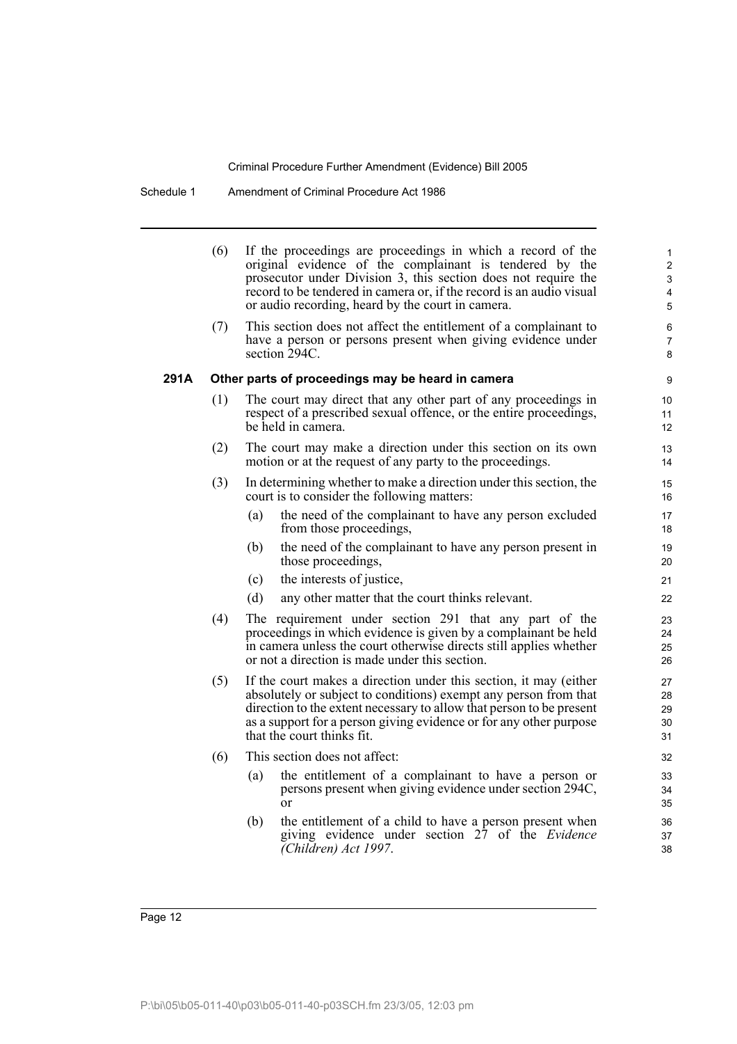(6) If the proceedings are proceedings in which a record of the original evidence of the complainant is tendered by the prosecutor under Division 3, this section does not require the record to be tendered in camera or, if the record is an audio visual or audio recording, heard by the court in camera.

(7) This section does not affect the entitlement of a complainant to have a person or persons present when giving evidence under section 294C.

**291A Other parts of proceedings may be heard in camera**

(1) The court may direct that any other part of any proceedings in respect of a prescribed sexual offence, or the entire proceedings, be held in camera.

(2) The court may make a direction under this section on its own motion or at the request of any party to the proceedings.

(3) In determining whether to make a direction under this section, the court is to consider the following matters:

- (a) the need of the complainant to have any person excluded from those proceedings,
- (b) the need of the complainant to have any person present in those proceedings,
- (c) the interests of justice,
- (d) any other matter that the court thinks relevant.

(4) The requirement under section 291 that any part of the proceedings in which evidence is given by a complainant be held in camera unless the court otherwise directs still applies whether or not a direction is made under this section.

(5) If the court makes a direction under this section, it may (either absolutely or subject to conditions) exempt any person from that direction to the extent necessary to allow that person to be present as a support for a person giving evidence or for any other purpose that the court thinks fit.

(6) This section does not affect:

- (a) the entitlement of a complainant to have a person or persons present when giving evidence under section 294C, or
- (b) the entitlement of a child to have a person present when giving evidence under section 27 of the *Evidence (Children) Act 1997*.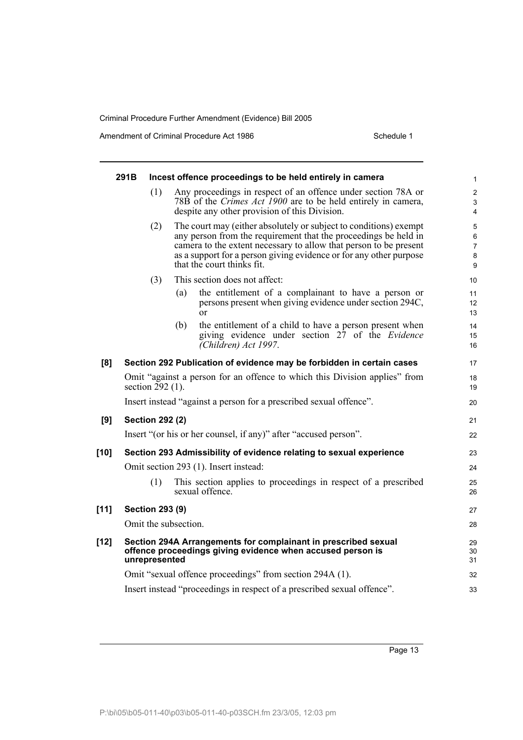**291B Incest offence proceedings to be held entirely in camera**

(1) Any proceedings in respect of an offence under section 78A or 78B of the *Crimes Act 1900* are to be held entirely in camera, despite any other provision of this Division.

(2) The court may (either absolutely or subject to conditions) exempt any person from the requirement that the proceedings be held in camera to the extent necessary to allow that person to be present as a support for a person giving evidence or for any other purpose that the court thinks fit.

(3) This section does not affect:

(a) the entitlement of a complainant to have a person or persons present when giving evidence under section 294C, or

(b) the entitlement of a child to have a person present when giving evidence under section 27 of the *Evidence (Children) Act 1997*.

**[8] Section 292 Publication of evidence may be forbidden in certain cases**

Omit "against a person for an offence to which this Division applies" from section 292 (1).

Insert instead "against a person for a prescribed sexual offence".

**[9] Section 292 (2)**

Insert "(or his or her counsel, if any)" after "accused person".

**[10] Section 293 Admissibility of evidence relating to sexual experience**

Omit section 293 (1). Insert instead:

(1) This section applies to proceedings in respect of a prescribed sexual offence.

**[11] Section 293 (9)**

Omit the subsection.

**[12] Section 294A Arrangements for complainant in prescribed sexual offence proceedings giving evidence when accused person is unrepresented**

Omit "sexual offence proceedings" from section 294A (1).

Insert instead "proceedings in respect of a prescribed sexual offence".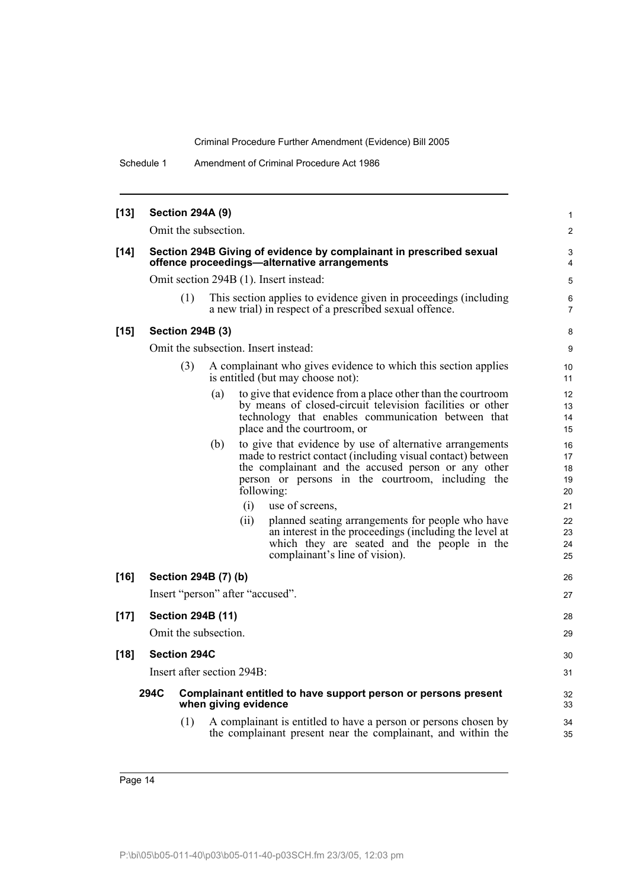**[13] Section 294A (9)**

Omit the subsection.

**[14] Section 294B Giving of evidence by complainant in prescribed sexual offence proceedings—alternative arrangements**

Omit section 294B (1). Insert instead:

(1) This section applies to evidence given in proceedings (including a new trial) in respect of a prescribed sexual offence.

**[15] Section 294B (3)**

Omit the subsection. Insert instead:

(3) A complainant who gives evidence to which this section applies is entitled (but may choose not):

(a) to give that evidence from a place other than the courtroom by means of closed-circuit television facilities or other technology that enables communication between that place and the courtroom, or

(b) to give that evidence by use of alternative arrangements made to restrict contact (including visual contact) between the complainant and the accused person or any other person or persons in the courtroom, including the following:

(i) use of screens,

(ii) planned seating arrangements for people who have an interest in the proceedings (including the level at which they are seated and the people in the complainant's line of vision).

**[16] Section 294B (7) (b)**

Insert "person" after "accused".

**[17] Section 294B (11)**

Omit the subsection.

**[18] Section 294C**

Insert after section 294B:

**294C Complainant entitled to have support person or persons present when giving evidence**

(1) A complainant is entitled to have a person or persons chosen by the complainant present near the complainant, and within the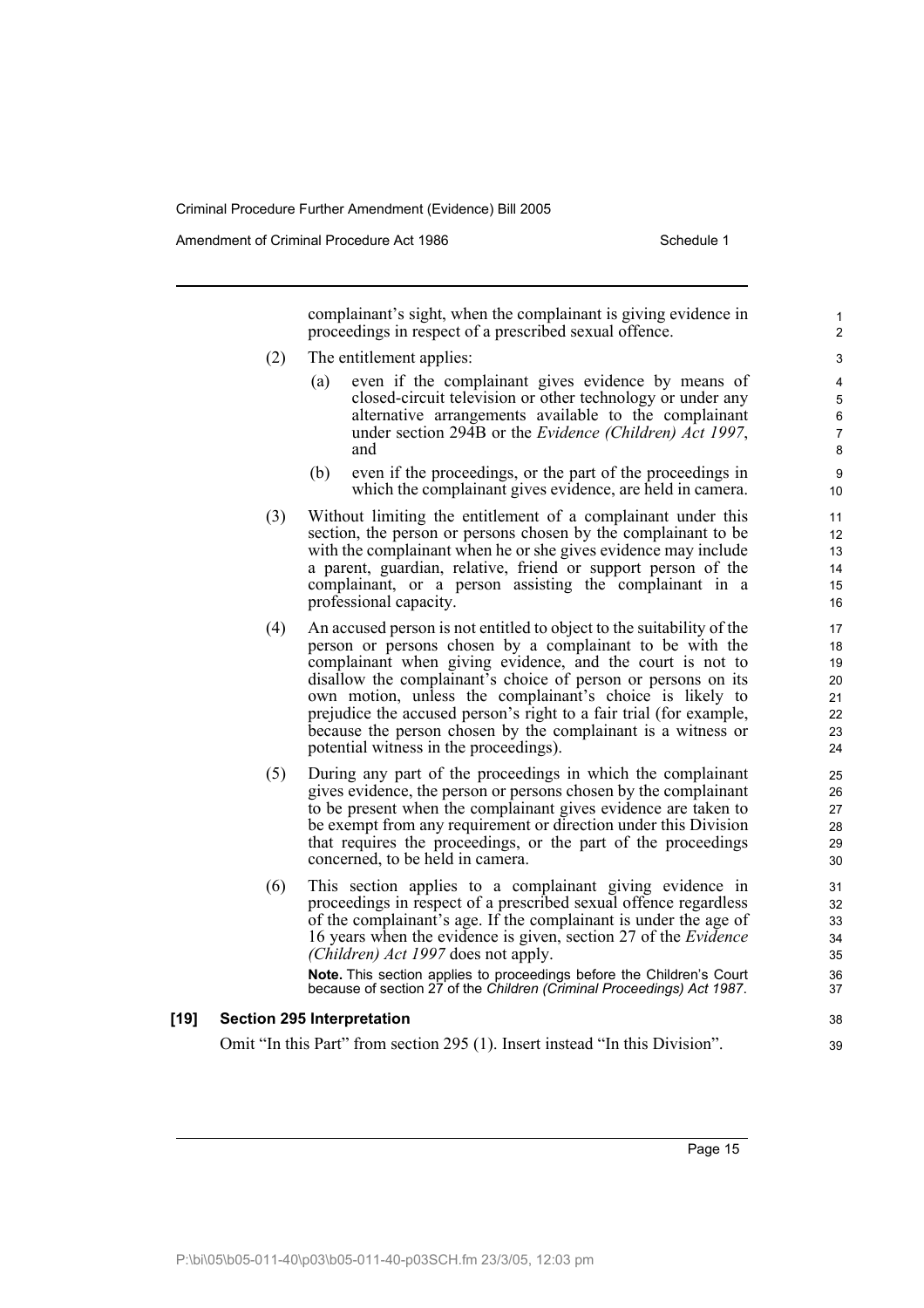complainant's sight, when the complainant is giving evidence in proceedings in respect of a prescribed sexual offence.

(2) The entitlement applies:

(a) even if the complainant gives evidence by means of closed-circuit television or other technology or under any alternative arrangements available to the complainant under section 294B or the *Evidence (Children) Act 1997*, and

(b) even if the proceedings, or the part of the proceedings in which the complainant gives evidence, are held in camera.

(3) Without limiting the entitlement of a complainant under this section, the person or persons chosen by the complainant to be with the complainant when he or she gives evidence may include a parent, guardian, relative, friend or support person of the complainant, or a person assisting the complainant in a professional capacity.

(4) An accused person is not entitled to object to the suitability of the person or persons chosen by a complainant to be with the complainant when giving evidence, and the court is not to disallow the complainant's choice of person or persons on its own motion, unless the complainant's choice is likely to prejudice the accused person's right to a fair trial (for example, because the person chosen by the complainant is a witness or potential witness in the proceedings).

(5) During any part of the proceedings in which the complainant gives evidence, the person or persons chosen by the complainant to be present when the complainant gives evidence are taken to be exempt from any requirement or direction under this Division that requires the proceedings, or the part of the proceedings concerned, to be held in camera.

(6) This section applies to a complainant giving evidence in proceedings in respect of a prescribed sexual offence regardless of the complainant's age. If the complainant is under the age of 16 years when the evidence is given, section 27 of the *Evidence (Children) Act 1997* does not apply.

**Note.** This section applies to proceedings before the Children's Court because of section 27 of the *Children (Criminal Proceedings) Act 1987*.

**[19] Section 295 Interpretation**

Omit "In this Part" from section 295 (1). Insert instead "In this Division".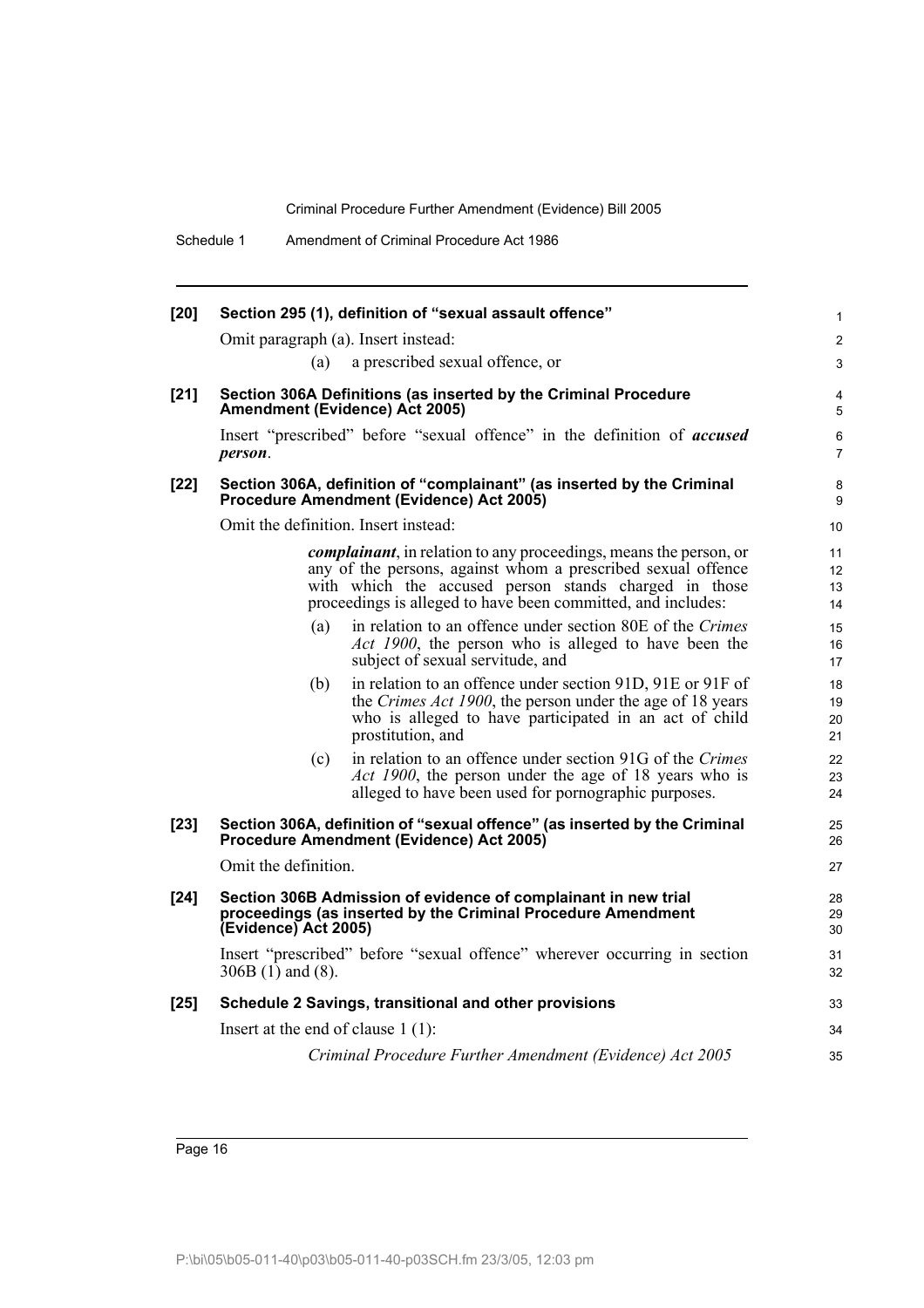**[20] Section 295 (1), definition of "sexual assault offence"**

Omit paragraph (a). Insert instead:

(a) a prescribed sexual offence, or

**[21] Section 306A Definitions (as inserted by the Criminal Procedure Amendment (Evidence) Act 2005)**

Insert "prescribed" before "sexual offence" in the definition of ***accused person***.

**[22] Section 306A, definition of "complainant" (as inserted by the Criminal Procedure Amendment (Evidence) Act 2005)**

Omit the definition. Insert instead:

***complainant***, in relation to any proceedings, means the person, or any of the persons, against whom a prescribed sexual offence with which the accused person stands charged in those proceedings is alleged to have been committed, and includes:

(a) in relation to an offence under section 80E of the *Crimes Act 1900*, the person who is alleged to have been the subject of sexual servitude, and

(b) in relation to an offence under section 91D, 91E or 91F of the *Crimes Act 1900*, the person under the age of 18 years who is alleged to have participated in an act of child prostitution, and

(c) in relation to an offence under section 91G of the *Crimes Act 1900*, the person under the age of 18 years who is alleged to have been used for pornographic purposes.

**[23] Section 306A, definition of "sexual offence" (as inserted by the Criminal Procedure Amendment (Evidence) Act 2005)**

Omit the definition.

**[24] Section 306B Admission of evidence of complainant in new trial proceedings (as inserted by the Criminal Procedure Amendment (Evidence) Act 2005)**

Insert "prescribed" before "sexual offence" wherever occurring in section 306B (1) and (8).

**[25] Schedule 2 Savings, transitional and other provisions**

Insert at the end of clause 1 (1):

*Criminal Procedure Further Amendment (Evidence) Act 2005*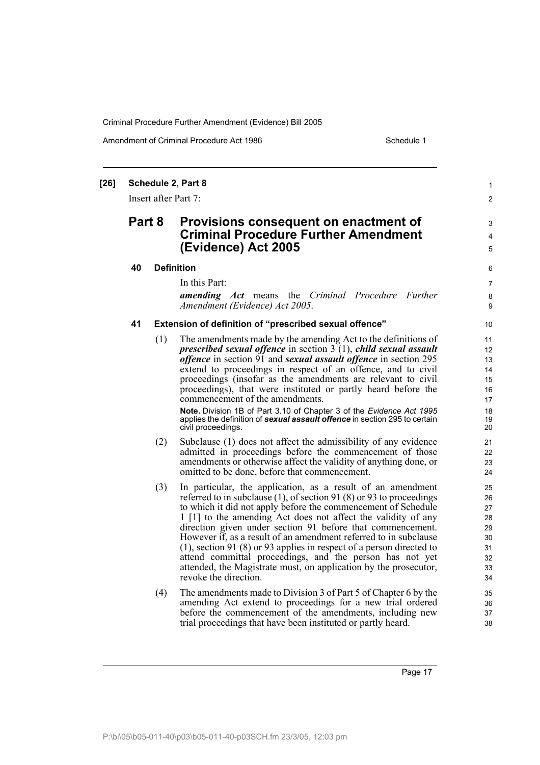**[26] Schedule 2, Part 8**

Insert after Part 7:

## Part 8 Provisions consequent on enactment of Criminal Procedure Further Amendment (Evidence) Act 2005

### 40 Definition

In this Part:

***amending Act*** means the *Criminal Procedure Further Amendment (Evidence) Act 2005*.

### 41 Extension of definition of "prescribed sexual offence"

(1) The amendments made by the amending Act to the definitions of ***prescribed sexual offence*** in section 3 (1), ***child sexual assault offence*** in section 91 and ***sexual assault offence*** in section 295 extend to proceedings in respect of an offence, and to civil proceedings (insofar as the amendments are relevant to civil proceedings), that were instituted or partly heard before the commencement of the amendments.

**Note.** Division 1B of Part 3.10 of Chapter 3 of the *Evidence Act 1995* applies the definition of ***sexual assault offence*** in section 295 to certain civil proceedings.

(2) Subclause (1) does not affect the admissibility of any evidence admitted in proceedings before the commencement of those amendments or otherwise affect the validity of anything done, or omitted to be done, before that commencement.

(3) In particular, the application, as a result of an amendment referred to in subclause (1), of section 91 (8) or 93 to proceedings to which it did not apply before the commencement of Schedule 1 [1] to the amending Act does not affect the validity of any direction given under section 91 before that commencement. However if, as a result of an amendment referred to in subclause (1), section 91 (8) or 93 applies in respect of a person directed to attend committal proceedings, and the person has not yet attended, the Magistrate must, on application by the prosecutor, revoke the direction.

(4) The amendments made to Division 3 of Part 5 of Chapter 6 by the amending Act extend to proceedings for a new trial ordered before the commencement of the amendments, including new trial proceedings that have been instituted or partly heard.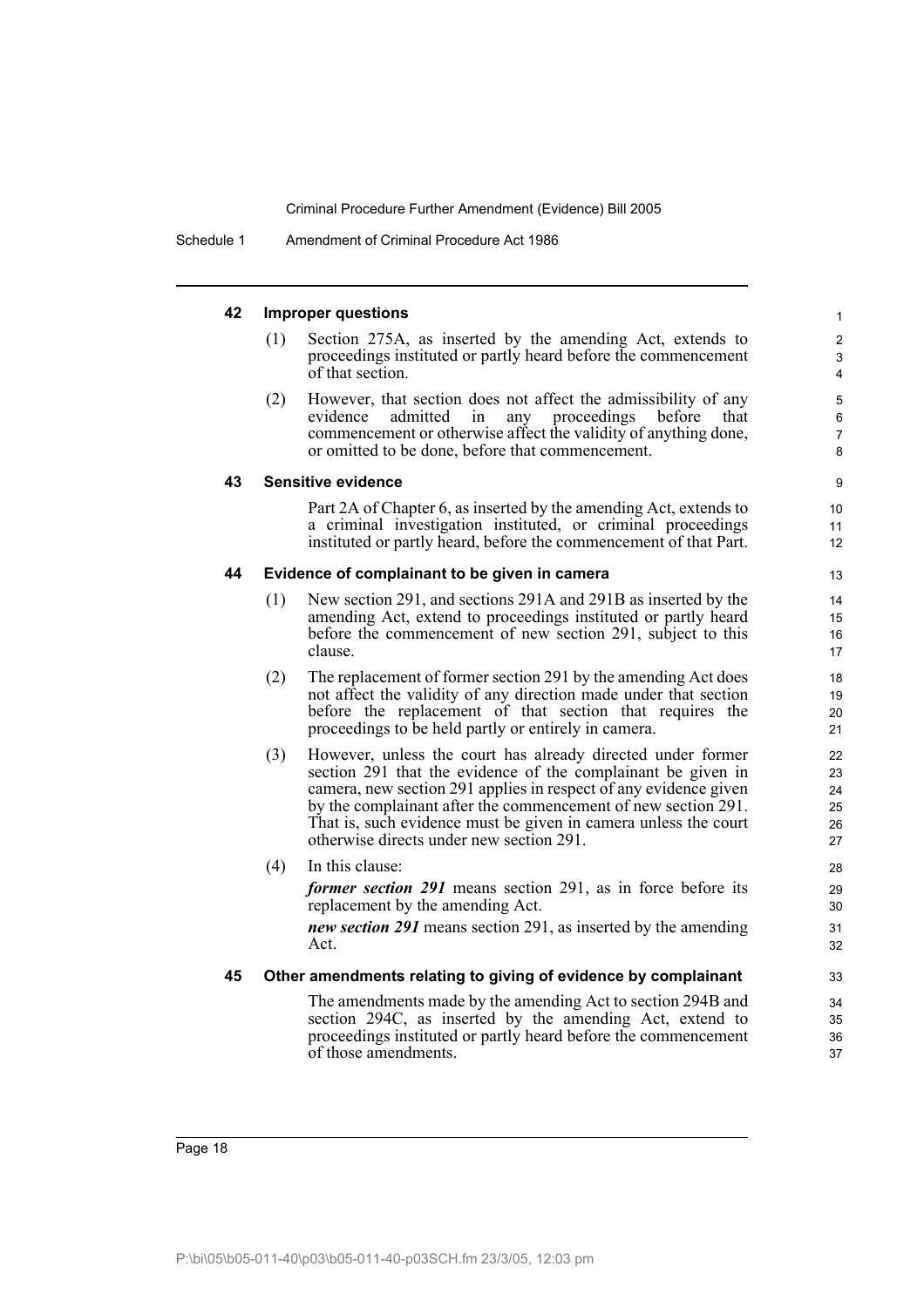### 42 Improper questions

(1) Section 275A, as inserted by the amending Act, extends to proceedings instituted or partly heard before the commencement of that section.

(2) However, that section does not affect the admissibility of any evidence admitted in any proceedings before that commencement or otherwise affect the validity of anything done, or omitted to be done, before that commencement.

### 43 Sensitive evidence

Part 2A of Chapter 6, as inserted by the amending Act, extends to a criminal investigation instituted, or criminal proceedings instituted or partly heard, before the commencement of that Part.

### 44 Evidence of complainant to be given in camera

(1) New section 291, and sections 291A and 291B as inserted by the amending Act, extend to proceedings instituted or partly heard before the commencement of new section 291, subject to this clause.

(2) The replacement of former section 291 by the amending Act does not affect the validity of any direction made under that section before the replacement of that section that requires the proceedings to be held partly or entirely in camera.

(3) However, unless the court has already directed under former section 291 that the evidence of the complainant be given in camera, new section 291 applies in respect of any evidence given by the complainant after the commencement of new section 291. That is, such evidence must be given in camera unless the court otherwise directs under new section 291.

(4) In this clause:

***former section 291*** means section 291, as in force before its replacement by the amending Act.

***new section 291*** means section 291, as inserted by the amending Act.

### 45 Other amendments relating to giving of evidence by complainant

The amendments made by the amending Act to section 294B and section 294C, as inserted by the amending Act, extend to proceedings instituted or partly heard before the commencement of those amendments.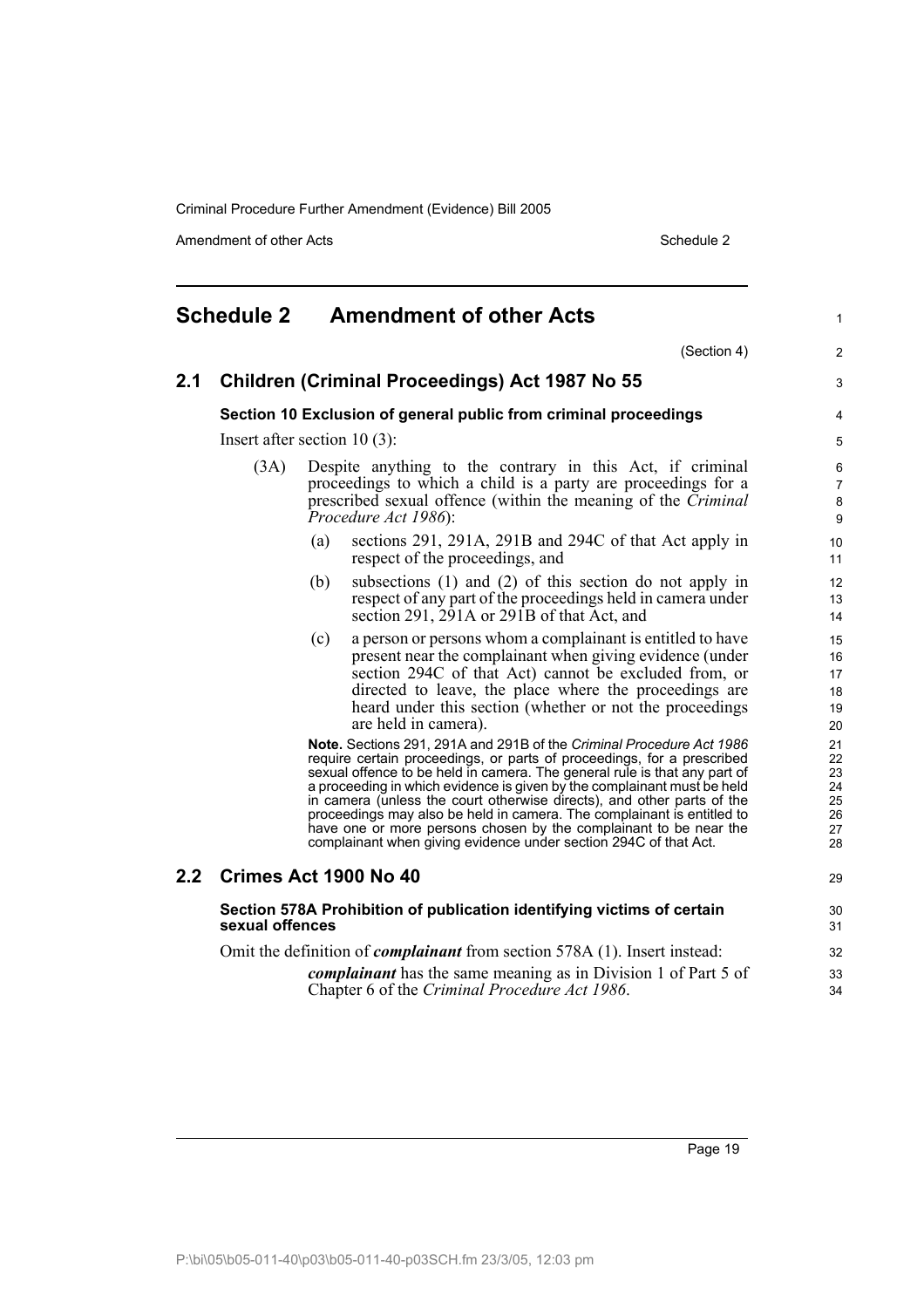# Schedule 2 Amendment of other Acts

(Section 4)

## 2.1 Children (Criminal Proceedings) Act 1987 No 55

### Section 10 Exclusion of general public from criminal proceedings

Insert after section 10 (3):

(3A) Despite anything to the contrary in this Act, if criminal proceedings to which a child is a party are proceedings for a prescribed sexual offence (within the meaning of the *Criminal Procedure Act 1986*):

- (a) sections 291, 291A, 291B and 294C of that Act apply in respect of the proceedings, and
- (b) subsections (1) and (2) of this section do not apply in respect of any part of the proceedings held in camera under section 291, 291A or 291B of that Act, and
- (c) a person or persons whom a complainant is entitled to have present near the complainant when giving evidence (under section 294C of that Act) cannot be excluded from, or directed to leave, the place where the proceedings are heard under this section (whether or not the proceedings are held in camera).

**Note.** Sections 291, 291A and 291B of the *Criminal Procedure Act 1986* require certain proceedings, or parts of proceedings, for a prescribed sexual offence to be held in camera. The general rule is that any part of a proceeding in which evidence is given by the complainant must be held in camera (unless the court otherwise directs), and other parts of the proceedings may also be held in camera. The complainant is entitled to have one or more persons chosen by the complainant to be near the complainant when giving evidence under section 294C of that Act.

## 2.2 Crimes Act 1900 No 40

### Section 578A Prohibition of publication identifying victims of certain sexual offences

Omit the definition of ***complainant*** from section 578A (1). Insert instead:

***complainant*** has the same meaning as in Division 1 of Part 5 of Chapter 6 of the *Criminal Procedure Act 1986*.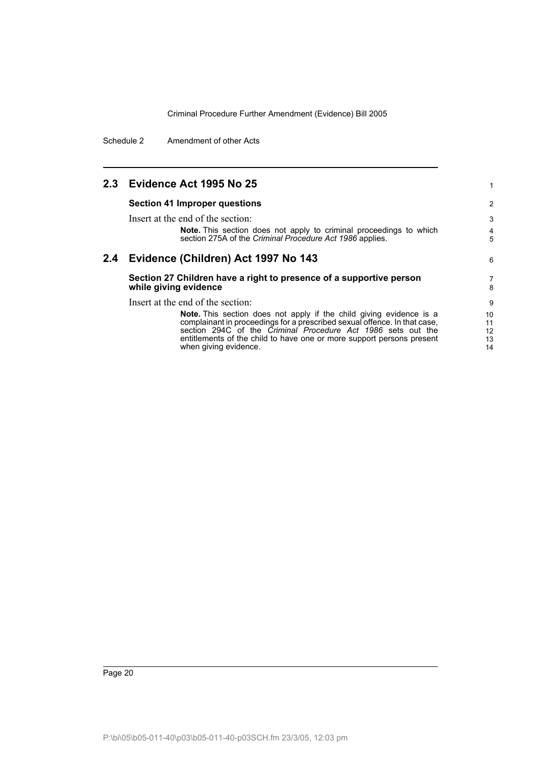## 2.3 Evidence Act 1995 No 25

### Section 41 Improper questions

Insert at the end of the section:

> **Note.** This section does not apply to criminal proceedings to which section 275A of the *Criminal Procedure Act 1986* applies.

## 2.4 Evidence (Children) Act 1997 No 143

### Section 27 Children have a right to presence of a supportive person while giving evidence

Insert at the end of the section:

> **Note.** This section does not apply if the child giving evidence is a complainant in proceedings for a prescribed sexual offence. In that case, section 294C of the *Criminal Procedure Act 1986* sets out the entitlements of the child to have one or more support persons present when giving evidence.